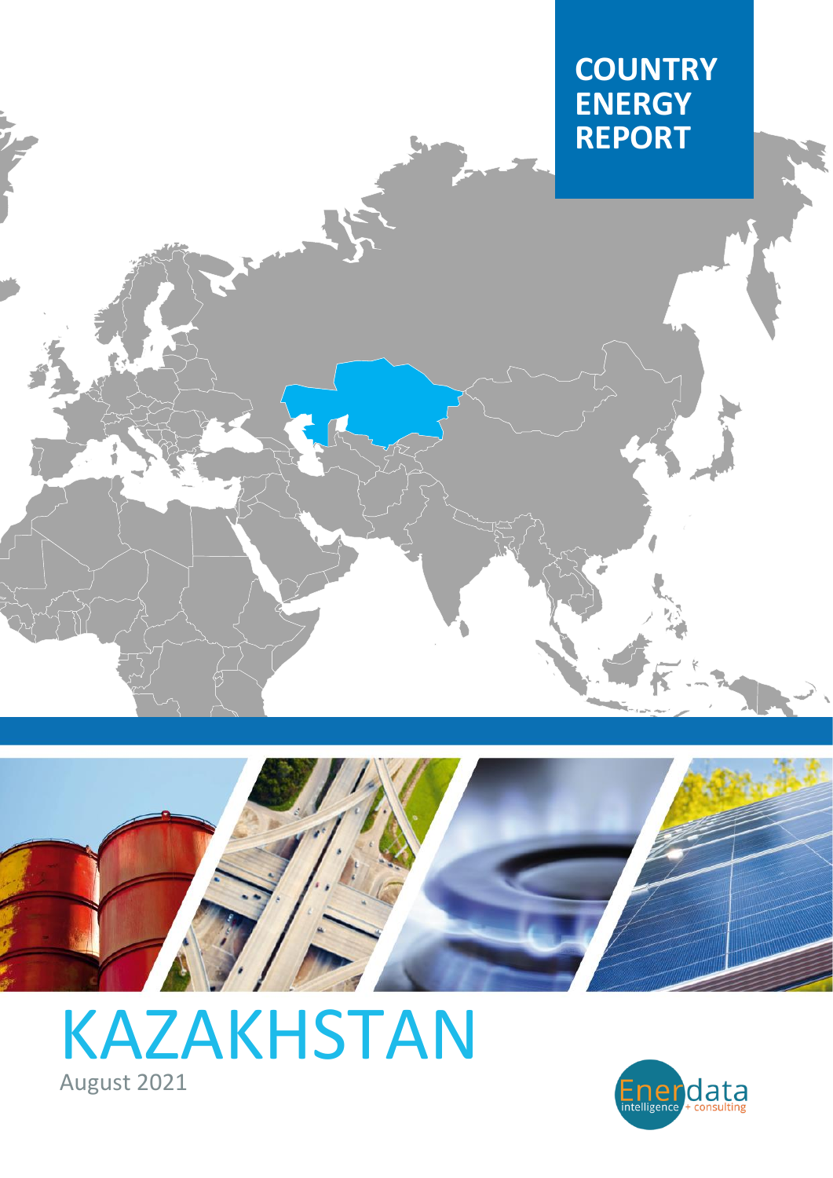# COUNTRY ENERGY REPORT

# KAZAKHSTAN

August 2021

Enerdata intelligence + consulting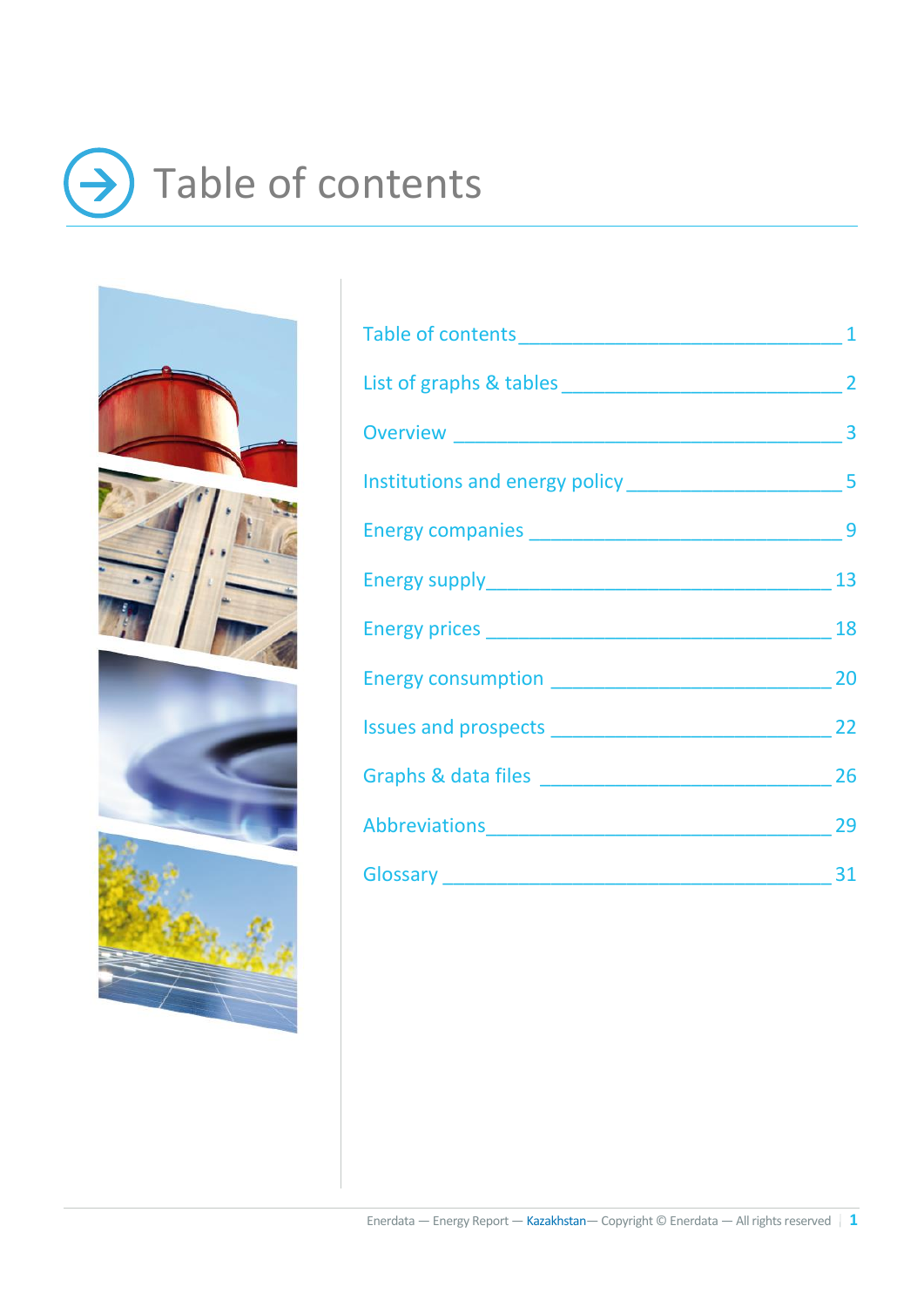# Table of contents

Table of contents ____________________________ 1

List of graphs & tables ________________________ 2

Overview ____________________________________ 3

Institutions and energy policy ___________________ 5

Energy companies ______________________________ 9

Energy supply ________________________________ 13

Energy prices ________________________________ 18

Energy consumption ____________________________ 20

Issues and prospects ___________________________ 22

Graphs & data files ____________________________ 26

Abbreviations _________________________________ 29

Glossary _____________________________________ 31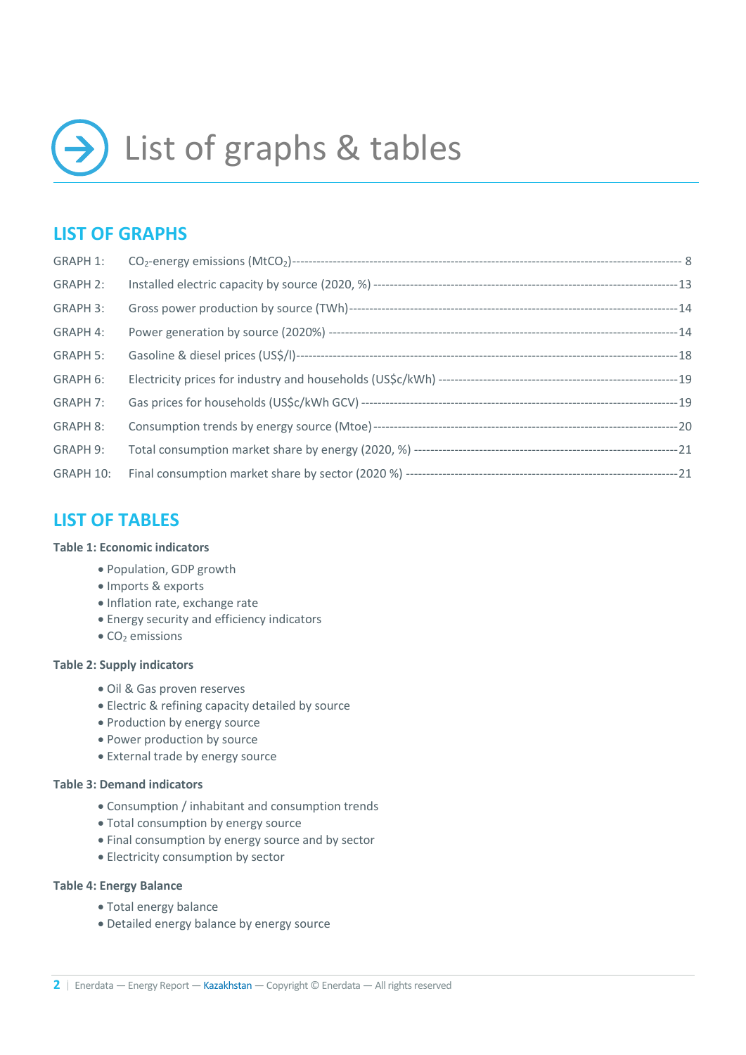# List of graphs & tables

## LIST OF GRAPHS

GRAPH 1: $CO_2$-energy emissions ($MtCO_2$) ---------- 8

GRAPH 2: Installed electric capacity by source (2020, %) ---------- 13

GRAPH 3: Gross power production by source (TWh) ---------- 14

GRAPH 4: Power generation by source (2020%) ---------- 14

GRAPH 5: Gasoline & diesel prices (US$/l) ---------- 18

GRAPH 6: Electricity prices for industry and households (US$c/kWh) ---------- 19

GRAPH 7: Gas prices for households (US$c/kWh GCV) ---------- 19

GRAPH 8: Consumption trends by energy source (Mtoe) ---------- 20

GRAPH 9: Total consumption market share by energy (2020, %) ---------- 21

GRAPH 10: Final consumption market share by sector (2020 %) ---------- 21

## LIST OF TABLES

**Table 1: Economic indicators**

- Population, GDP growth
- Imports & exports
- Inflation rate, exchange rate
- Energy security and efficiency indicators
- $CO_2$ emissions

**Table 2: Supply indicators**

- Oil & Gas proven reserves
- Electric & refining capacity detailed by source
- Production by energy source
- Power production by source
- External trade by energy source

**Table 3: Demand indicators**

- Consumption / inhabitant and consumption trends
- Total consumption by energy source
- Final consumption by energy source and by sector
- Electricity consumption by sector

**Table 4: Energy Balance**

- Total energy balance
- Detailed energy balance by energy source